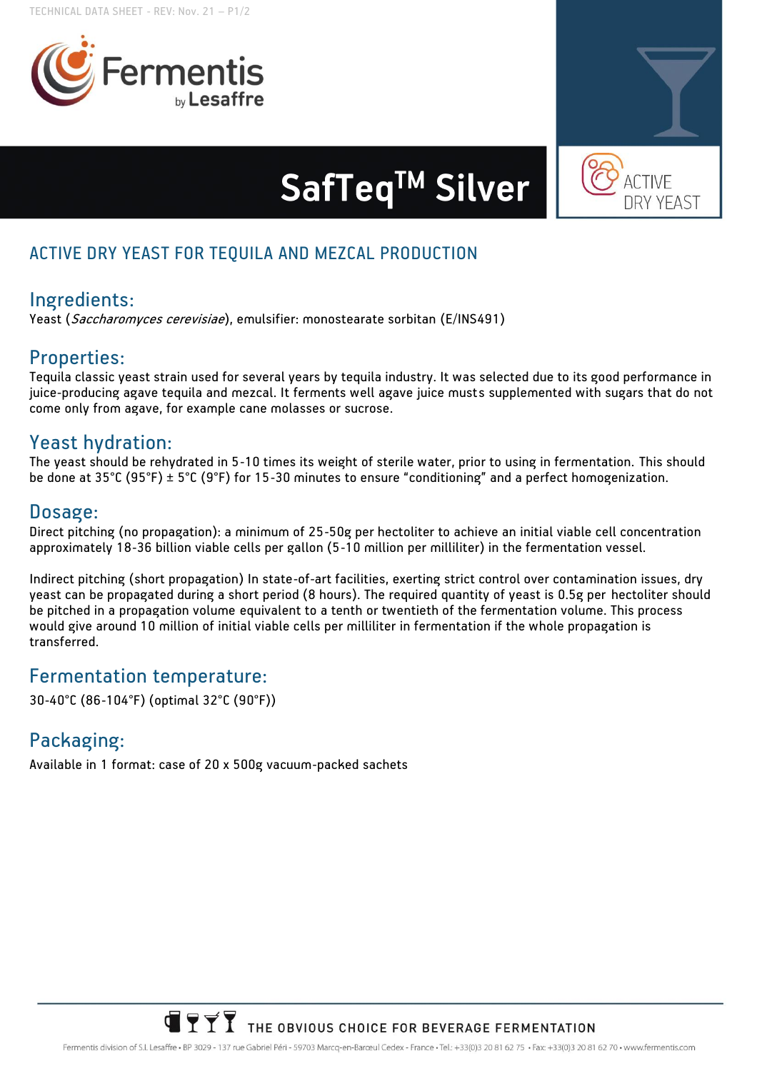Fermentis by Lesaffre

# SafTeq$^{TM}$ Silver

ACTIVE DRY YEAST

## ACTIVE DRY YEAST FOR TEQUILA AND MEZCAL PRODUCTION

## Ingredients:

Yeast (*Saccharomyces cerevisiae*), emulsifier: monostearate sorbitan (E/INS491)

## Properties:

Tequila classic yeast strain used for several years by tequila industry. It was selected due to its good performance in juice-producing agave tequila and mezcal. It ferments well agave juice musts supplemented with sugars that do not come only from agave, for example cane molasses or sucrose.

## Yeast hydration:

The yeast should be rehydrated in 5-10 times its weight of sterile water, prior to using in fermentation. This should be done at 35°C (95°F) ± 5°C (9°F) for 15-30 minutes to ensure "conditioning" and a perfect homogenization.

## Dosage:

Direct pitching (no propagation): a minimum of 25-50g per hectoliter to achieve an initial viable cell concentration approximately 18-36 billion viable cells per gallon (5-10 million per milliliter) in the fermentation vessel.

Indirect pitching (short propagation) In state-of-art facilities, exerting strict control over contamination issues, dry yeast can be propagated during a short period (8 hours). The required quantity of yeast is 0.5g per hectoliter should be pitched in a propagation volume equivalent to a tenth or twentieth of the fermentation volume. This process would give around 10 million of initial viable cells per milliliter in fermentation if the whole propagation is transferred.

## Fermentation temperature:

30-40°C (86-104°F) (optimal 32°C (90°F))

## Packaging:

Available in 1 format: case of 20 x 500g vacuum-packed sachets

THE OBVIOUS CHOICE FOR BEVERAGE FERMENTATION

Fermentis division of S.I. Lesaffre • BP 3029 - 137 rue Gabriel Péri - 59703 Marcq-en-Barœul Cedex - France • Tel.: +33(0)3 20 81 62 75 • Fax: +33(0)3 20 81 62 70 • www.fermentis.com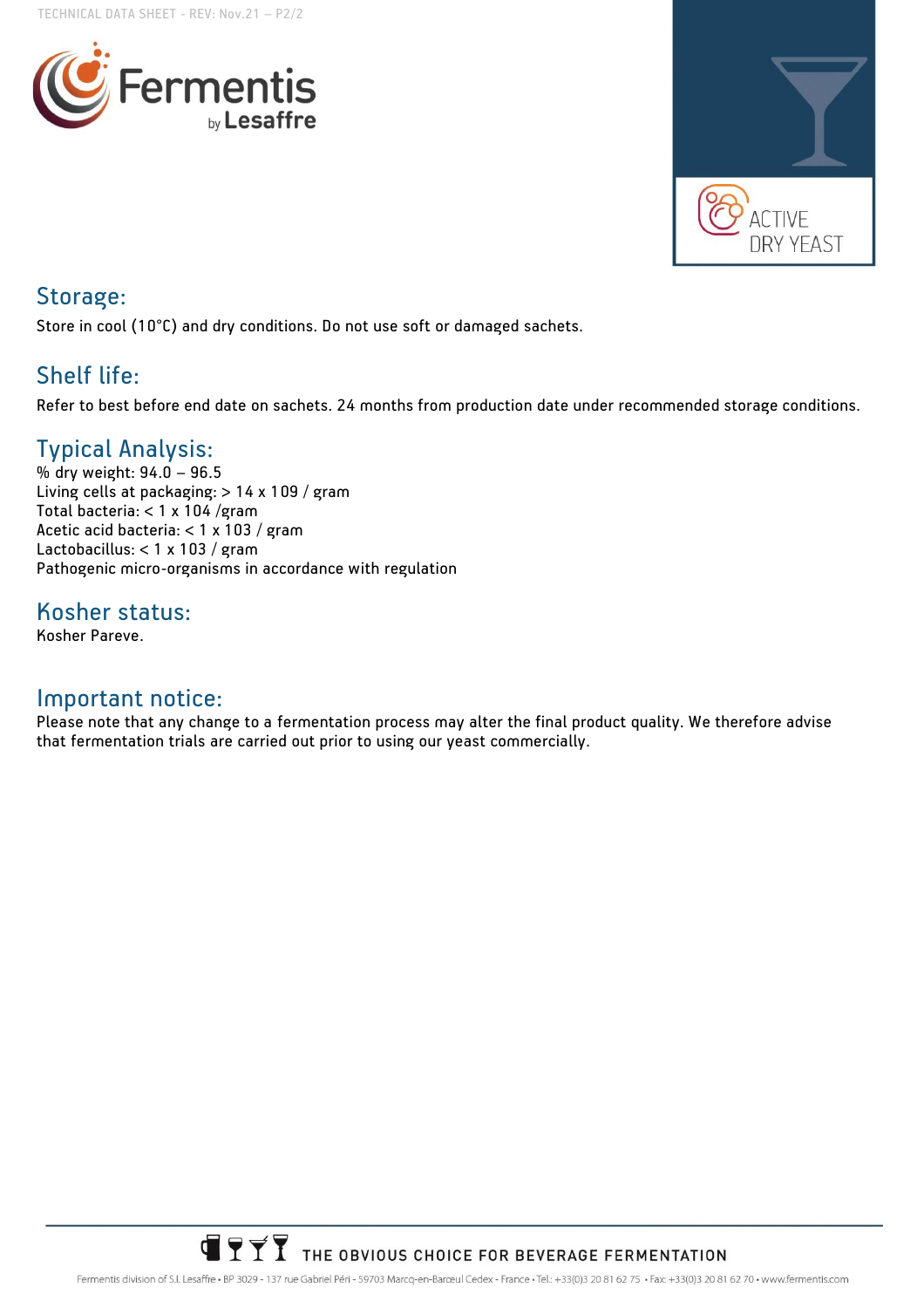## Storage:

Store in cool (10°C) and dry conditions. Do not use soft or damaged sachets.

## Shelf life:

Refer to best before end date on sachets. 24 months from production date under recommended storage conditions.

## Typical Analysis:

% dry weight: 94.0 – 96.5
Living cells at packaging: > $14 \times 10^9$ / gram
Total bacteria: < $1 \times 10^4$ /gram
Acetic acid bacteria: < $1 \times 10^3$ / gram
Lactobacillus: < $1 \times 10^3$ / gram
Pathogenic micro-organisms in accordance with regulation

## Kosher status:

Kosher Pareve.

## Important notice:

Please note that any change to a fermentation process may alter the final product quality. We therefore advise that fermentation trials are carried out prior to using our yeast commercially.

THE OBVIOUS CHOICE FOR BEVERAGE FERMENTATION

Fermentis division of S.I. Lesaffre • BP 3029 - 137 rue Gabriel Péri - 59703 Marcq-en-Barœul Cedex - France • Tel.: +33(0)3 20 81 62 75 • Fax: +33(0)3 20 81 62 70 • www.fermentis.com